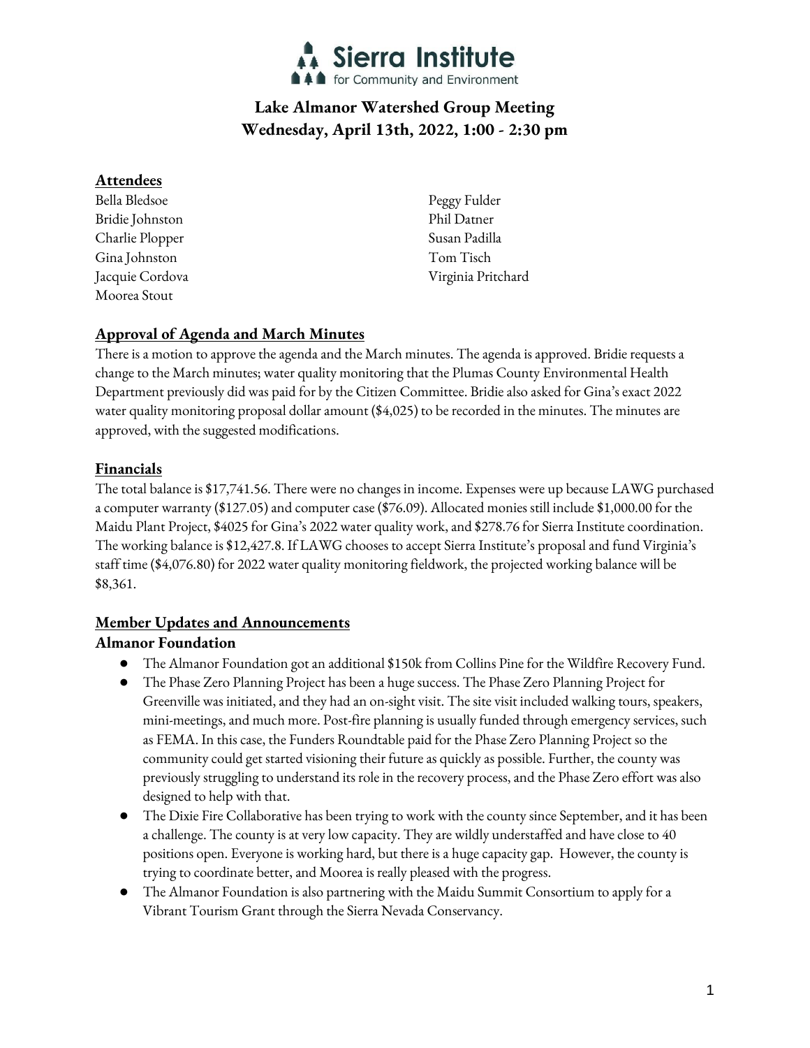# Lake Almanor Watershed Group Meeting
## Wednesday, April 13th, 2022, 1:00 - 2:30 pm

### Attendees

Bella Bledsoe
Bridie Johnston
Charlie Plopper
Gina Johnston
Jacquie Cordova
Moorea Stout
Peggy Fulder
Phil Datner
Susan Padilla
Tom Tisch
Virginia Pritchard

### Approval of Agenda and March Minutes

There is a motion to approve the agenda and the March minutes. The agenda is approved. Bridie requests a change to the March minutes; water quality monitoring that the Plumas County Environmental Health Department previously did was paid for by the Citizen Committee. Bridie also asked for Gina's exact 2022 water quality monitoring proposal dollar amount ($4,025) to be recorded in the minutes. The minutes are approved, with the suggested modifications.

### Financials

The total balance is $17,741.56. There were no changes in income. Expenses were up because LAWG purchased a computer warranty ($127.05) and computer case ($76.09). Allocated monies still include $1,000.00 for the Maidu Plant Project, $4025 for Gina's 2022 water quality work, and $278.76 for Sierra Institute coordination. The working balance is $12,427.8. If LAWG chooses to accept Sierra Institute's proposal and fund Virginia's staff time ($4,076.80) for 2022 water quality monitoring fieldwork, the projected working balance will be $8,361.

### Member Updates and Announcements

#### Almanor Foundation

- The Almanor Foundation got an additional $150k from Collins Pine for the Wildfire Recovery Fund.
- The Phase Zero Planning Project has been a huge success. The Phase Zero Planning Project for Greenville was initiated, and they had an on-sight visit. The site visit included walking tours, speakers, mini-meetings, and much more. Post-fire planning is usually funded through emergency services, such as FEMA. In this case, the Funders Roundtable paid for the Phase Zero Planning Project so the community could get started visioning their future as quickly as possible. Further, the county was previously struggling to understand its role in the recovery process, and the Phase Zero effort was also designed to help with that.
- The Dixie Fire Collaborative has been trying to work with the county since September, and it has been a challenge. The county is at very low capacity. They are wildly understaffed and have close to 40 positions open. Everyone is working hard, but there is a huge capacity gap. However, the county is trying to coordinate better, and Moorea is really pleased with the progress.
- The Almanor Foundation is also partnering with the Maidu Summit Consortium to apply for a Vibrant Tourism Grant through the Sierra Nevada Conservancy.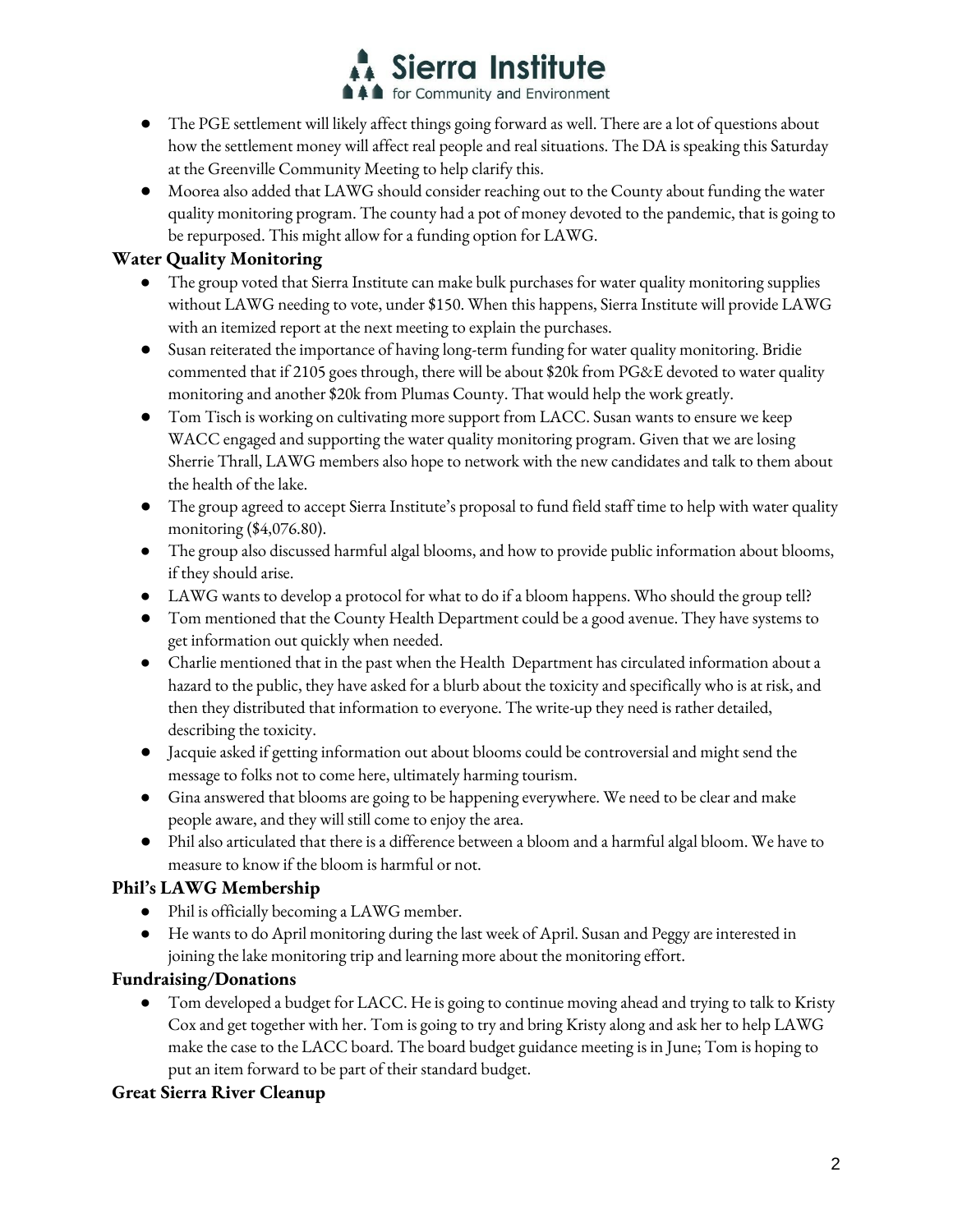- The PGE settlement will likely affect things going forward as well. There are a lot of questions about how the settlement money will affect real people and real situations. The DA is speaking this Saturday at the Greenville Community Meeting to help clarify this.
- Moorea also added that LAWG should consider reaching out to the County about funding the water quality monitoring program. The county had a pot of money devoted to the pandemic, that is going to be repurposed. This might allow for a funding option for LAWG.

### Water Quality Monitoring

- The group voted that Sierra Institute can make bulk purchases for water quality monitoring supplies without LAWG needing to vote, under $150. When this happens, Sierra Institute will provide LAWG with an itemized report at the next meeting to explain the purchases.
- Susan reiterated the importance of having long-term funding for water quality monitoring. Bridie commented that if 2105 goes through, there will be about $20k from PG&E devoted to water quality monitoring and another $20k from Plumas County. That would help the work greatly.
- Tom Tisch is working on cultivating more support from LACC. Susan wants to ensure we keep WACC engaged and supporting the water quality monitoring program. Given that we are losing Sherrie Thrall, LAWG members also hope to network with the new candidates and talk to them about the health of the lake.
- The group agreed to accept Sierra Institute's proposal to fund field staff time to help with water quality monitoring ($4,076.80).
- The group also discussed harmful algal blooms, and how to provide public information about blooms, if they should arise.
- LAWG wants to develop a protocol for what to do if a bloom happens. Who should the group tell?
- Tom mentioned that the County Health Department could be a good avenue. They have systems to get information out quickly when needed.
- Charlie mentioned that in the past when the Health Department has circulated information about a hazard to the public, they have asked for a blurb about the toxicity and specifically who is at risk, and then they distributed that information to everyone. The write-up they need is rather detailed, describing the toxicity.
- Jacquie asked if getting information out about blooms could be controversial and might send the message to folks not to come here, ultimately harming tourism.
- Gina answered that blooms are going to be happening everywhere. We need to be clear and make people aware, and they will still come to enjoy the area.
- Phil also articulated that there is a difference between a bloom and a harmful algal bloom. We have to measure to know if the bloom is harmful or not.

### Phil's LAWG Membership

- Phil is officially becoming a LAWG member.
- He wants to do April monitoring during the last week of April. Susan and Peggy are interested in joining the lake monitoring trip and learning more about the monitoring effort.

### Fundraising/Donations

- Tom developed a budget for LACC. He is going to continue moving ahead and trying to talk to Kristy Cox and get together with her. Tom is going to try and bring Kristy along and ask her to help LAWG make the case to the LACC board. The board budget guidance meeting is in June; Tom is hoping to put an item forward to be part of their standard budget.

### Great Sierra River Cleanup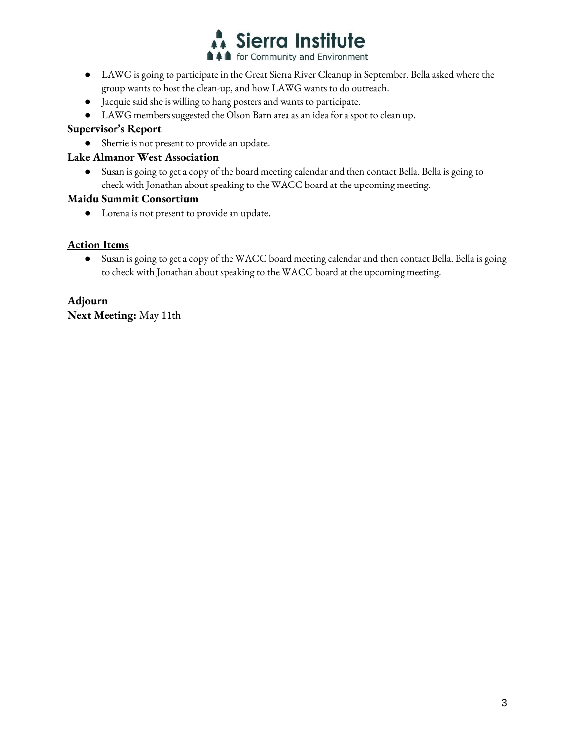- LAWG is going to participate in the Great Sierra River Cleanup in September. Bella asked where the group wants to host the clean-up, and how LAWG wants to do outreach.
- Jacquie said she is willing to hang posters and wants to participate.
- LAWG members suggested the Olson Barn area as an idea for a spot to clean up.

**Supervisor's Report**

- Sherrie is not present to provide an update.

**Lake Almanor West Association**

- Susan is going to get a copy of the board meeting calendar and then contact Bella. Bella is going to check with Jonathan about speaking to the WACC board at the upcoming meeting.

**Maidu Summit Consortium**

- Lorena is not present to provide an update.

**Action Items**

- Susan is going to get a copy of the WACC board meeting calendar and then contact Bella. Bella is going to check with Jonathan about speaking to the WACC board at the upcoming meeting.

**Adjourn**

**Next Meeting:** May 11th